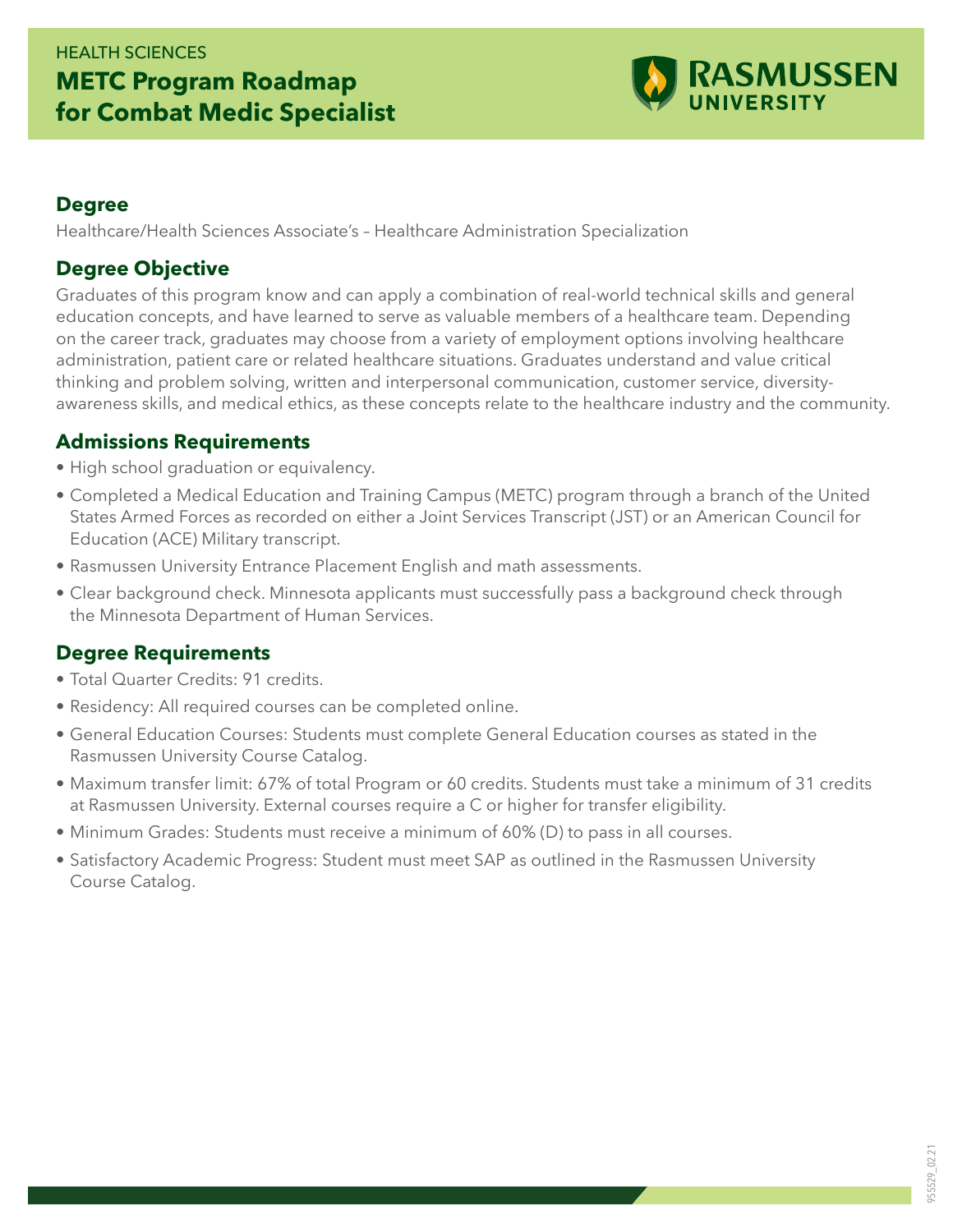HEALTH SCIENCES

# METC Program Roadmap for Combat Medic Specialist

RASMUSSEN UNIVERSITY

## Degree

Healthcare/Health Sciences Associate's – Healthcare Administration Specialization

## Degree Objective

Graduates of this program know and can apply a combination of real-world technical skills and general education concepts, and have learned to serve as valuable members of a healthcare team. Depending on the career track, graduates may choose from a variety of employment options involving healthcare administration, patient care or related healthcare situations. Graduates understand and value critical thinking and problem solving, written and interpersonal communication, customer service, diversity-awareness skills, and medical ethics, as these concepts relate to the healthcare industry and the community.

## Admissions Requirements

- High school graduation or equivalency.
- Completed a Medical Education and Training Campus (METC) program through a branch of the United States Armed Forces as recorded on either a Joint Services Transcript (JST) or an American Council for Education (ACE) Military transcript.
- Rasmussen University Entrance Placement English and math assessments.
- Clear background check. Minnesota applicants must successfully pass a background check through the Minnesota Department of Human Services.

## Degree Requirements

- Total Quarter Credits: 91 credits.
- Residency: All required courses can be completed online.
- General Education Courses: Students must complete General Education courses as stated in the Rasmussen University Course Catalog.
- Maximum transfer limit: 67% of total Program or 60 credits. Students must take a minimum of 31 credits at Rasmussen University. External courses require a C or higher for transfer eligibility.
- Minimum Grades: Students must receive a minimum of 60% (D) to pass in all courses.
- Satisfactory Academic Progress: Student must meet SAP as outlined in the Rasmussen University Course Catalog.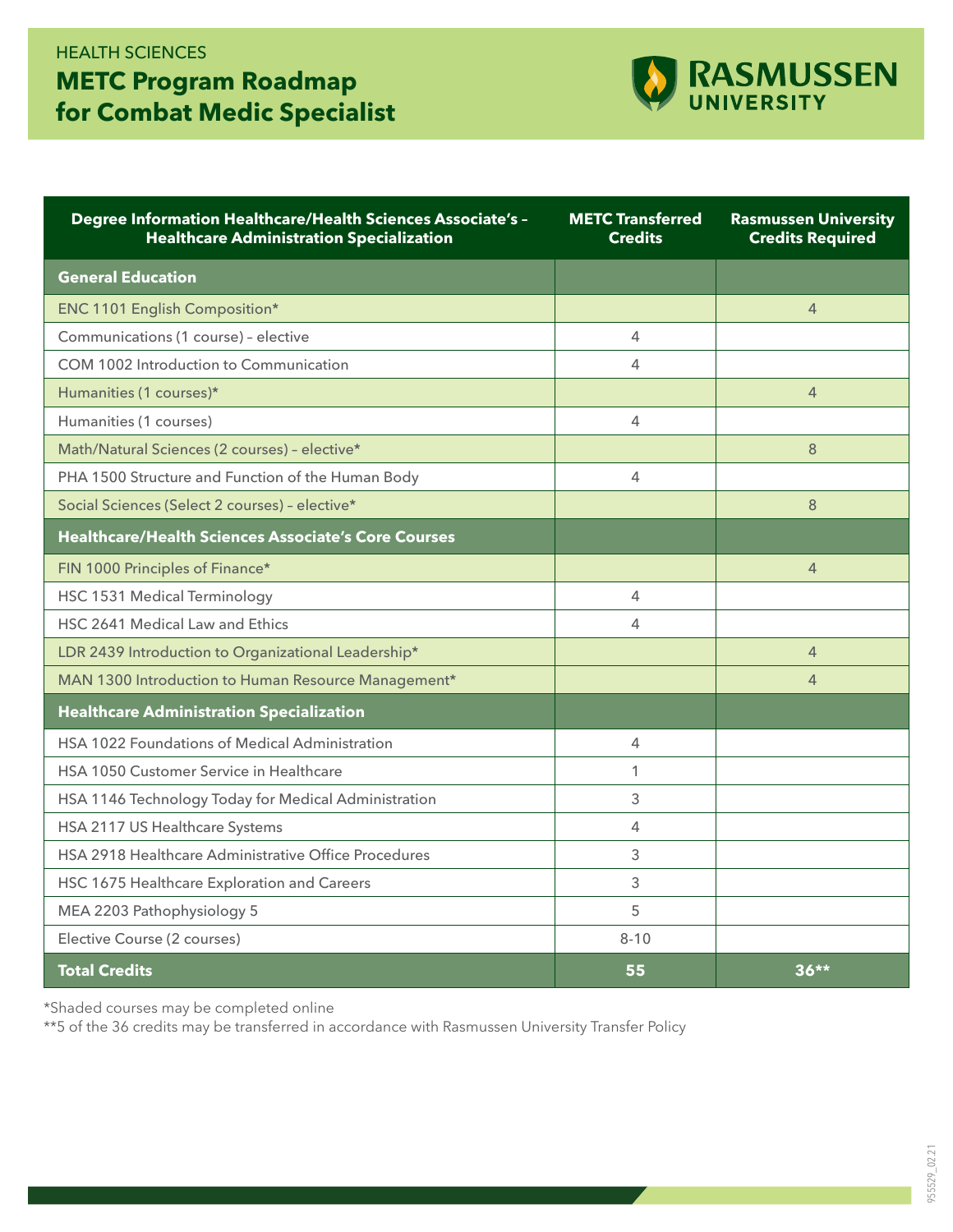HEALTH SCIENCES

# METC Program Roadmap for Combat Medic Specialist

| Degree Information Healthcare/Health Sciences Associate's – Healthcare Administration Specialization | METC Transferred Credits | Rasmussen University Credits Required |
|---|---|---|
| **General Education** | | |
| ENC 1101 English Composition* | | 4 |
| Communications (1 course) – elective | 4 | |
| COM 1002 Introduction to Communication | 4 | |
| Humanities (1 courses)* | | 4 |
| Humanities (1 courses) | 4 | |
| Math/Natural Sciences (2 courses) – elective* | | 8 |
| PHA 1500 Structure and Function of the Human Body | 4 | |
| Social Sciences (Select 2 courses) – elective* | | 8 |
| **Healthcare/Health Sciences Associate's Core Courses** | | |
| FIN 1000 Principles of Finance* | | 4 |
| HSC 1531 Medical Terminology | 4 | |
| HSC 2641 Medical Law and Ethics | 4 | |
| LDR 2439 Introduction to Organizational Leadership* | | 4 |
| MAN 1300 Introduction to Human Resource Management* | | 4 |
| **Healthcare Administration Specialization** | | |
| HSA 1022 Foundations of Medical Administration | 4 | |
| HSA 1050 Customer Service in Healthcare | 1 | |
| HSA 1146 Technology Today for Medical Administration | 3 | |
| HSA 2117 US Healthcare Systems | 4 | |
| HSA 2918 Healthcare Administrative Office Procedures | 3 | |
| HSC 1675 Healthcare Exploration and Careers | 3 | |
| MEA 2203 Pathophysiology 5 | 5 | |
| Elective Course (2 courses) | 8-10 | |
| **Total Credits** | **55** | **36**** |

*Shaded courses may be completed online

**5 of the 36 credits may be transferred in accordance with Rasmussen University Transfer Policy

955529_02.21